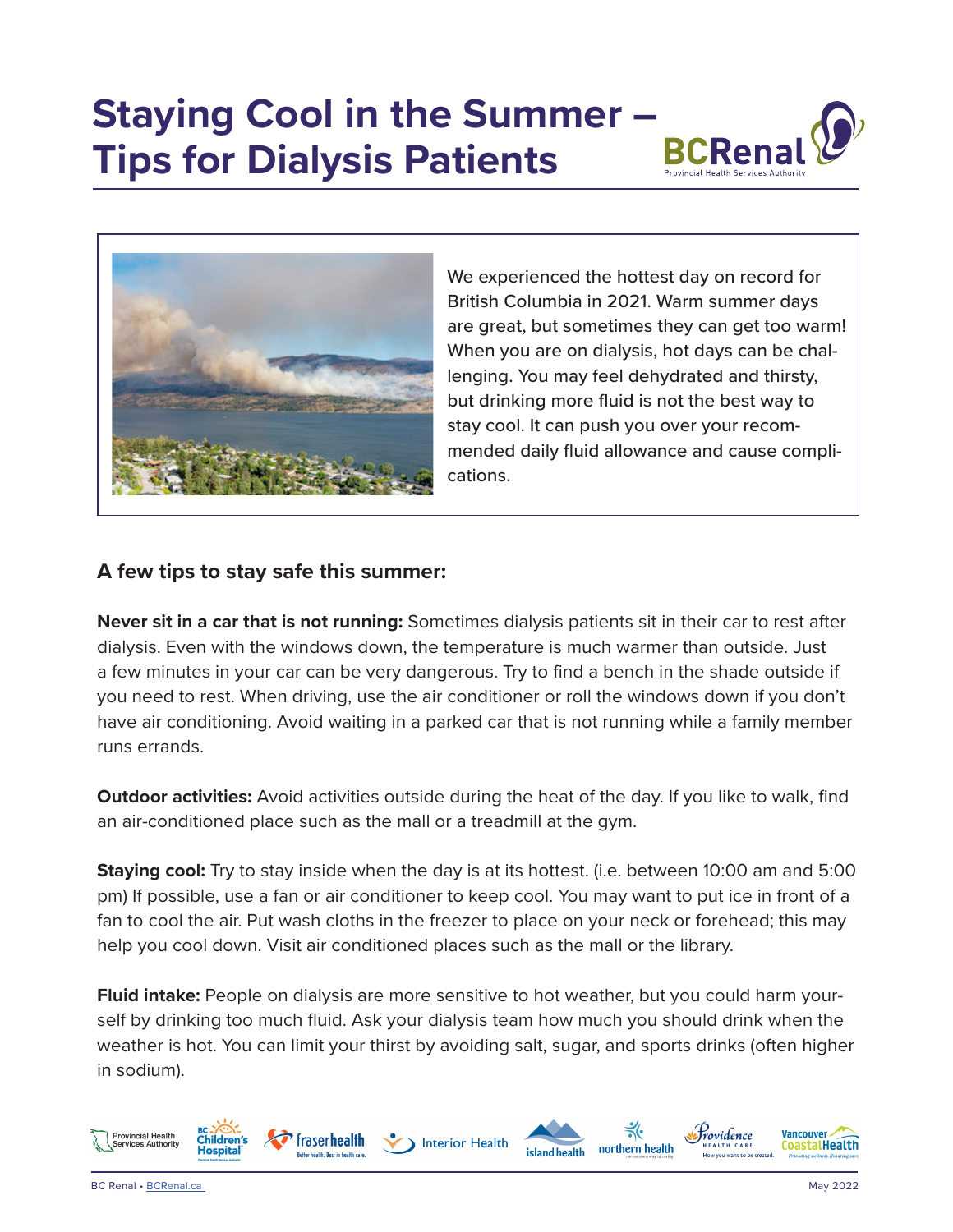# Staying Cool in the Summer – Tips for Dialysis Patients

We experienced the hottest day on record for British Columbia in 2021. Warm summer days are great, but sometimes they can get too warm! When you are on dialysis, hot days can be challenging. You may feel dehydrated and thirsty, but drinking more fluid is not the best way to stay cool. It can push you over your recommended daily fluid allowance and cause complications.

## A few tips to stay safe this summer:

**Never sit in a car that is not running:** Sometimes dialysis patients sit in their car to rest after dialysis. Even with the windows down, the temperature is much warmer than outside. Just a few minutes in your car can be very dangerous. Try to find a bench in the shade outside if you need to rest. When driving, use the air conditioner or roll the windows down if you don't have air conditioning. Avoid waiting in a parked car that is not running while a family member runs errands.

**Outdoor activities:** Avoid activities outside during the heat of the day. If you like to walk, find an air-conditioned place such as the mall or a treadmill at the gym.

**Staying cool:** Try to stay inside when the day is at its hottest. (i.e. between 10:00 am and 5:00 pm) If possible, use a fan or air conditioner to keep cool. You may want to put ice in front of a fan to cool the air. Put wash cloths in the freezer to place on your neck or forehead; this may help you cool down. Visit air conditioned places such as the mall or the library.

**Fluid intake:** People on dialysis are more sensitive to hot weather, but you could harm yourself by drinking too much fluid. Ask your dialysis team how much you should drink when the weather is hot. You can limit your thirst by avoiding salt, sugar, and sports drinks (often higher in sodium).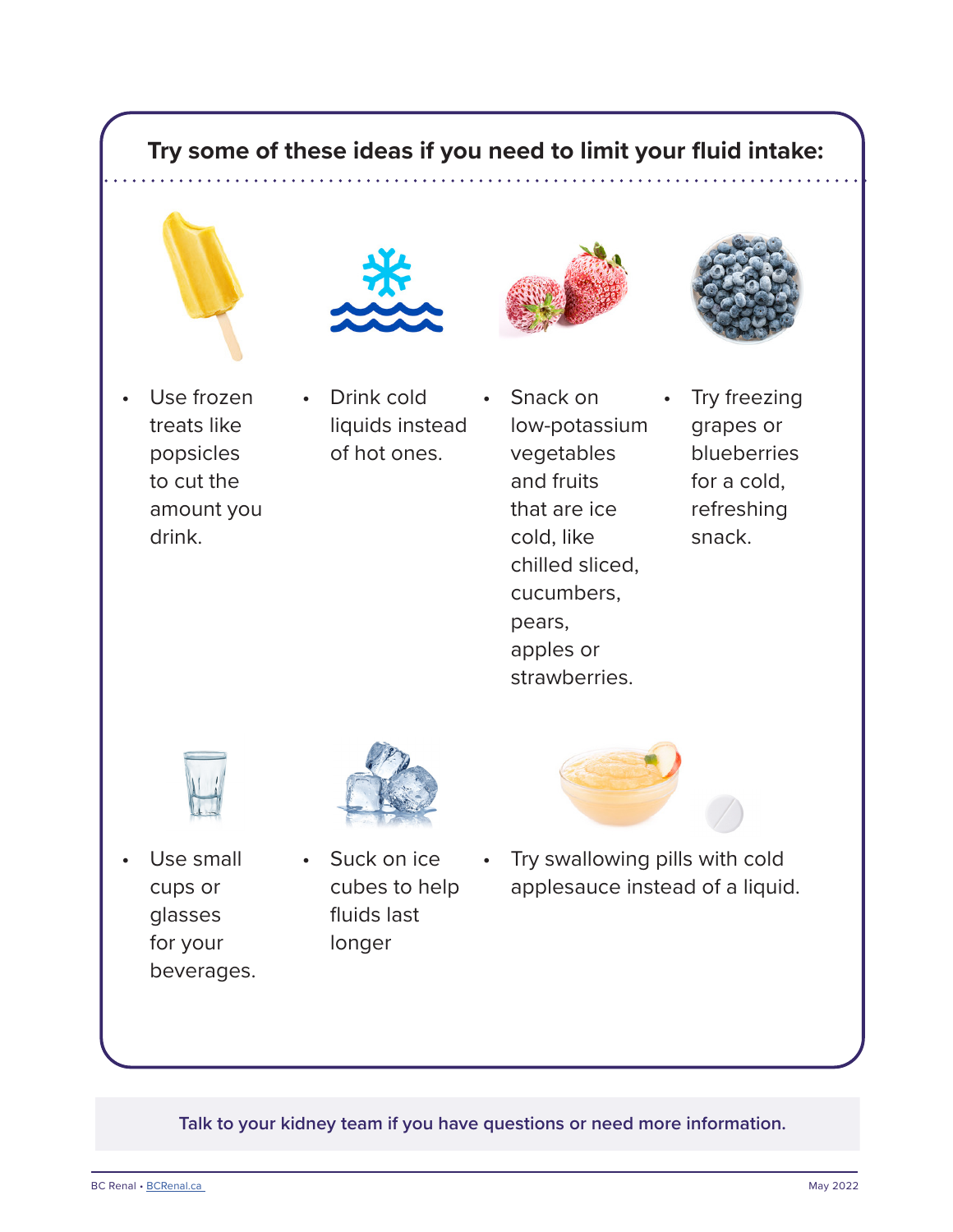## Try some of these ideas if you need to limit your fluid intake:

- Use frozen treats like popsicles to cut the amount you drink.
- Drink cold liquids instead of hot ones.
- Snack on low-potassium vegetables and fruits that are ice cold, like chilled sliced, cucumbers, pears, apples or strawberries.
- Try freezing grapes or blueberries for a cold, refreshing snack.
- Use small cups or glasses for your beverages.
- Suck on ice cubes to help fluids last longer
- Try swallowing pills with cold applesauce instead of a liquid.

**Talk to your kidney team if you have questions or need more information.**

BC Renal • BCRenal.ca

May 2022